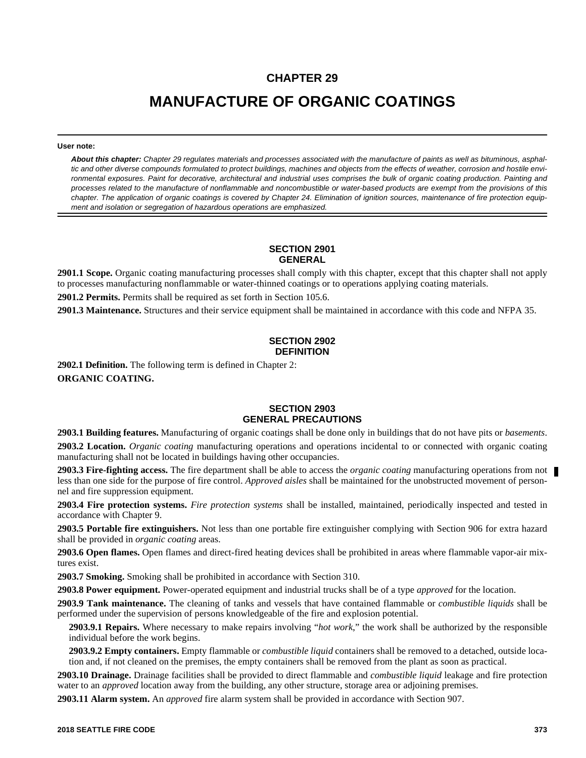# CHAPTER 29

# MANUFACTURE OF ORGANIC COATINGS

**User note:**

***About this chapter:*** *Chapter 29 regulates materials and processes associated with the manufacture of paints as well as bituminous, asphaltic and other diverse compounds formulated to protect buildings, machines and objects from the effects of weather, corrosion and hostile environmental exposures. Paint for decorative, architectural and industrial uses comprises the bulk of organic coating production. Painting and processes related to the manufacture of nonflammable and noncombustible or water-based products are exempt from the provisions of this chapter. The application of organic coatings is covered by Chapter 24. Elimination of ignition sources, maintenance of fire protection equipment and isolation or segregation of hazardous operations are emphasized.*

## SECTION 2901 GENERAL

**2901.1 Scope.** Organic coating manufacturing processes shall comply with this chapter, except that this chapter shall not apply to processes manufacturing nonflammable or water-thinned coatings or to operations applying coating materials.

**2901.2 Permits.** Permits shall be required as set forth in Section 105.6.

**2901.3 Maintenance.** Structures and their service equipment shall be maintained in accordance with this code and NFPA 35.

## SECTION 2902 DEFINITION

**2902.1 Definition.** The following term is defined in Chapter 2:

**ORGANIC COATING.**

## SECTION 2903 GENERAL PRECAUTIONS

**2903.1 Building features.** Manufacturing of organic coatings shall be done only in buildings that do not have pits or *basements*.

**2903.2 Location.** *Organic coating* manufacturing operations and operations incidental to or connected with organic coating manufacturing shall not be located in buildings having other occupancies.

**2903.3 Fire-fighting access.** The fire department shall be able to access the *organic coating* manufacturing operations from not less than one side for the purpose of fire control. *Approved aisles* shall be maintained for the unobstructed movement of personnel and fire suppression equipment.

**2903.4 Fire protection systems.** *Fire protection systems* shall be installed, maintained, periodically inspected and tested in accordance with Chapter 9.

**2903.5 Portable fire extinguishers.** Not less than one portable fire extinguisher complying with Section 906 for extra hazard shall be provided in *organic coating* areas.

**2903.6 Open flames.** Open flames and direct-fired heating devices shall be prohibited in areas where flammable vapor-air mixtures exist.

**2903.7 Smoking.** Smoking shall be prohibited in accordance with Section 310.

**2903.8 Power equipment.** Power-operated equipment and industrial trucks shall be of a type *approved* for the location.

**2903.9 Tank maintenance.** The cleaning of tanks and vessels that have contained flammable or *combustible liquids* shall be performed under the supervision of persons knowledgeable of the fire and explosion potential.

**2903.9.1 Repairs.** Where necessary to make repairs involving "*hot work*," the work shall be authorized by the responsible individual before the work begins.

**2903.9.2 Empty containers.** Empty flammable or *combustible liquid* containers shall be removed to a detached, outside location and, if not cleaned on the premises, the empty containers shall be removed from the plant as soon as practical.

**2903.10 Drainage.** Drainage facilities shall be provided to direct flammable and *combustible liquid* leakage and fire protection water to an *approved* location away from the building, any other structure, storage area or adjoining premises.

**2903.11 Alarm system.** An *approved* fire alarm system shall be provided in accordance with Section 907.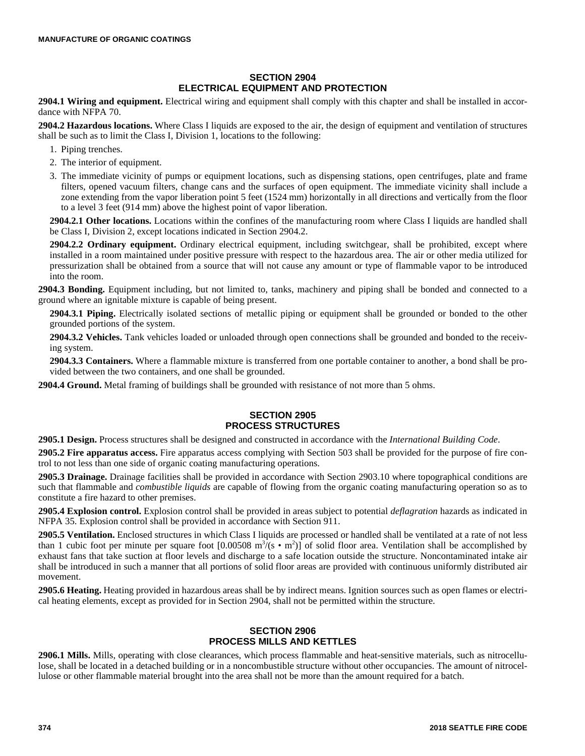## SECTION 2904 ELECTRICAL EQUIPMENT AND PROTECTION

**2904.1 Wiring and equipment.** Electrical wiring and equipment shall comply with this chapter and shall be installed in accordance with NFPA 70.

**2904.2 Hazardous locations.** Where Class I liquids are exposed to the air, the design of equipment and ventilation of structures shall be such as to limit the Class I, Division 1, locations to the following:

1. Piping trenches.
2. The interior of equipment.
3. The immediate vicinity of pumps or equipment locations, such as dispensing stations, open centrifuges, plate and frame filters, opened vacuum filters, change cans and the surfaces of open equipment. The immediate vicinity shall include a zone extending from the vapor liberation point 5 feet (1524 mm) horizontally in all directions and vertically from the floor to a level 3 feet (914 mm) above the highest point of vapor liberation.

**2904.2.1 Other locations.** Locations within the confines of the manufacturing room where Class I liquids are handled shall be Class I, Division 2, except locations indicated in Section 2904.2.

**2904.2.2 Ordinary equipment.** Ordinary electrical equipment, including switchgear, shall be prohibited, except where installed in a room maintained under positive pressure with respect to the hazardous area. The air or other media utilized for pressurization shall be obtained from a source that will not cause any amount or type of flammable vapor to be introduced into the room.

**2904.3 Bonding.** Equipment including, but not limited to, tanks, machinery and piping shall be bonded and connected to a ground where an ignitable mixture is capable of being present.

**2904.3.1 Piping.** Electrically isolated sections of metallic piping or equipment shall be grounded or bonded to the other grounded portions of the system.

**2904.3.2 Vehicles.** Tank vehicles loaded or unloaded through open connections shall be grounded and bonded to the receiving system.

**2904.3.3 Containers.** Where a flammable mixture is transferred from one portable container to another, a bond shall be provided between the two containers, and one shall be grounded.

**2904.4 Ground.** Metal framing of buildings shall be grounded with resistance of not more than 5 ohms.

## SECTION 2905 PROCESS STRUCTURES

**2905.1 Design.** Process structures shall be designed and constructed in accordance with the *International Building Code*.

**2905.2 Fire apparatus access.** Fire apparatus access complying with Section 503 shall be provided for the purpose of fire control to not less than one side of organic coating manufacturing operations.

**2905.3 Drainage.** Drainage facilities shall be provided in accordance with Section 2903.10 where topographical conditions are such that flammable and *combustible liquids* are capable of flowing from the organic coating manufacturing operation so as to constitute a fire hazard to other premises.

**2905.4 Explosion control.** Explosion control shall be provided in areas subject to potential *deflagration* hazards as indicated in NFPA 35. Explosion control shall be provided in accordance with Section 911.

**2905.5 Ventilation.** Enclosed structures in which Class I liquids are processed or handled shall be ventilated at a rate of not less than 1 cubic foot per minute per square foot [0.00508 $m^3/(s \cdot m^2)$] of solid floor area. Ventilation shall be accomplished by exhaust fans that take suction at floor levels and discharge to a safe location outside the structure. Noncontaminated intake air shall be introduced in such a manner that all portions of solid floor areas are provided with continuous uniformly distributed air movement.

**2905.6 Heating.** Heating provided in hazardous areas shall be by indirect means. Ignition sources such as open flames or electrical heating elements, except as provided for in Section 2904, shall not be permitted within the structure.

## SECTION 2906 PROCESS MILLS AND KETTLES

**2906.1 Mills.** Mills, operating with close clearances, which process flammable and heat-sensitive materials, such as nitrocellulose, shall be located in a detached building or in a noncombustible structure without other occupancies. The amount of nitrocellulose or other flammable material brought into the area shall not be more than the amount required for a batch.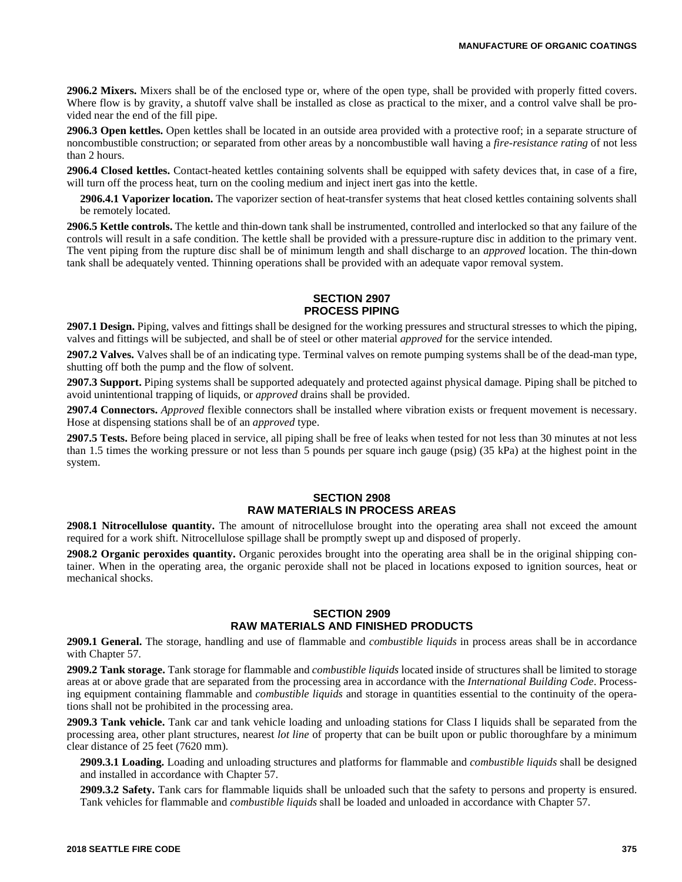**2906.2 Mixers.** Mixers shall be of the enclosed type or, where of the open type, shall be provided with properly fitted covers. Where flow is by gravity, a shutoff valve shall be installed as close as practical to the mixer, and a control valve shall be provided near the end of the fill pipe.

**2906.3 Open kettles.** Open kettles shall be located in an outside area provided with a protective roof; in a separate structure of noncombustible construction; or separated from other areas by a noncombustible wall having a *fire-resistance rating* of not less than 2 hours.

**2906.4 Closed kettles.** Contact-heated kettles containing solvents shall be equipped with safety devices that, in case of a fire, will turn off the process heat, turn on the cooling medium and inject inert gas into the kettle.

**2906.4.1 Vaporizer location.** The vaporizer section of heat-transfer systems that heat closed kettles containing solvents shall be remotely located.

**2906.5 Kettle controls.** The kettle and thin-down tank shall be instrumented, controlled and interlocked so that any failure of the controls will result in a safe condition. The kettle shall be provided with a pressure-rupture disc in addition to the primary vent. The vent piping from the rupture disc shall be of minimum length and shall discharge to an *approved* location. The thin-down tank shall be adequately vented. Thinning operations shall be provided with an adequate vapor removal system.

## SECTION 2907 PROCESS PIPING

**2907.1 Design.** Piping, valves and fittings shall be designed for the working pressures and structural stresses to which the piping, valves and fittings will be subjected, and shall be of steel or other material *approved* for the service intended.

**2907.2 Valves.** Valves shall be of an indicating type. Terminal valves on remote pumping systems shall be of the dead-man type, shutting off both the pump and the flow of solvent.

**2907.3 Support.** Piping systems shall be supported adequately and protected against physical damage. Piping shall be pitched to avoid unintentional trapping of liquids, or *approved* drains shall be provided.

**2907.4 Connectors.** *Approved* flexible connectors shall be installed where vibration exists or frequent movement is necessary. Hose at dispensing stations shall be of an *approved* type.

**2907.5 Tests.** Before being placed in service, all piping shall be free of leaks when tested for not less than 30 minutes at not less than 1.5 times the working pressure or not less than 5 pounds per square inch gauge (psig) (35 kPa) at the highest point in the system.

## SECTION 2908 RAW MATERIALS IN PROCESS AREAS

**2908.1 Nitrocellulose quantity.** The amount of nitrocellulose brought into the operating area shall not exceed the amount required for a work shift. Nitrocellulose spillage shall be promptly swept up and disposed of properly.

**2908.2 Organic peroxides quantity.** Organic peroxides brought into the operating area shall be in the original shipping container. When in the operating area, the organic peroxide shall not be placed in locations exposed to ignition sources, heat or mechanical shocks.

## SECTION 2909 RAW MATERIALS AND FINISHED PRODUCTS

**2909.1 General.** The storage, handling and use of flammable and *combustible liquids* in process areas shall be in accordance with Chapter 57.

**2909.2 Tank storage.** Tank storage for flammable and *combustible liquids* located inside of structures shall be limited to storage areas at or above grade that are separated from the processing area in accordance with the *International Building Code*. Processing equipment containing flammable and *combustible liquids* and storage in quantities essential to the continuity of the operations shall not be prohibited in the processing area.

**2909.3 Tank vehicle.** Tank car and tank vehicle loading and unloading stations for Class I liquids shall be separated from the processing area, other plant structures, nearest *lot line* of property that can be built upon or public thoroughfare by a minimum clear distance of 25 feet (7620 mm).

**2909.3.1 Loading.** Loading and unloading structures and platforms for flammable and *combustible liquids* shall be designed and installed in accordance with Chapter 57.

**2909.3.2 Safety.** Tank cars for flammable liquids shall be unloaded such that the safety to persons and property is ensured. Tank vehicles for flammable and *combustible liquids* shall be loaded and unloaded in accordance with Chapter 57.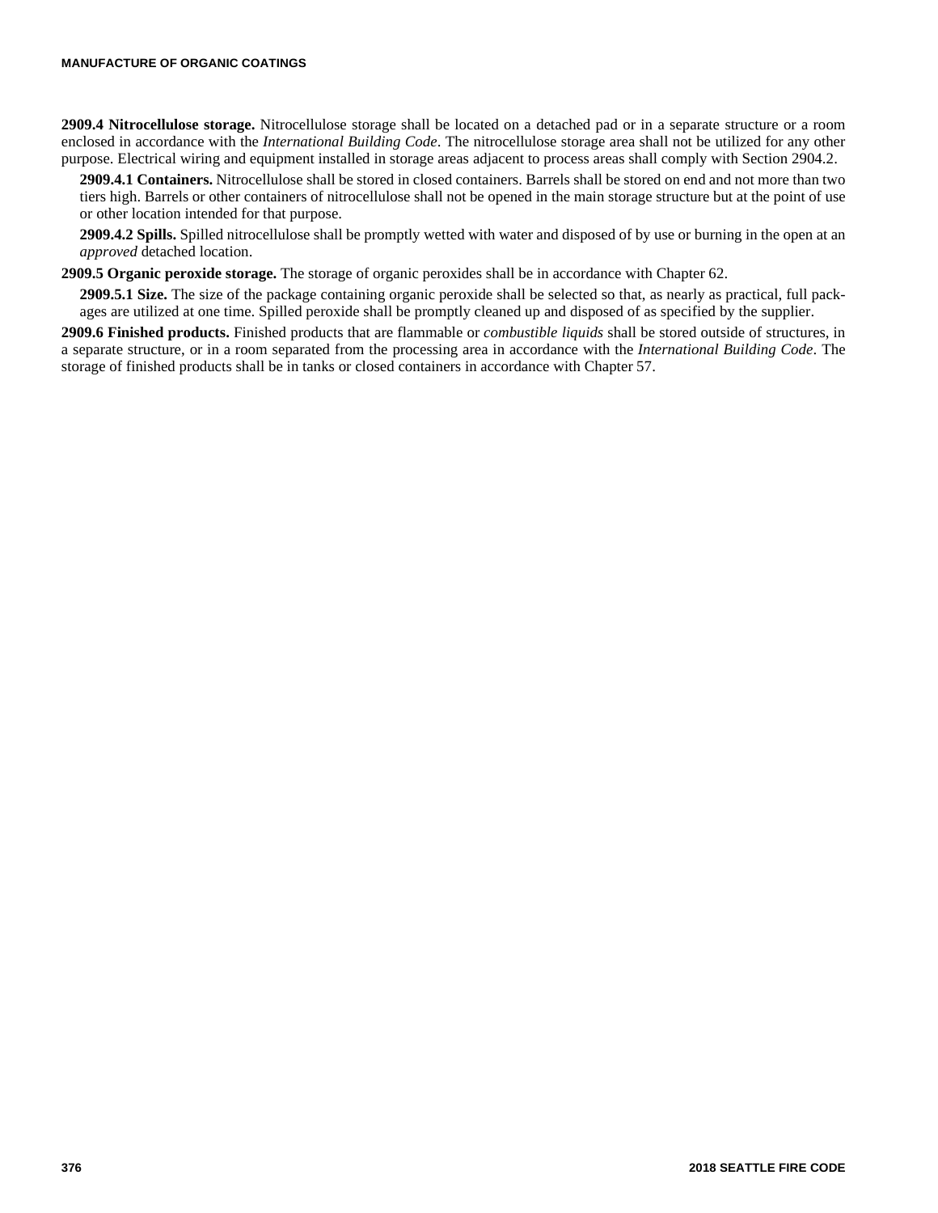**2909.4 Nitrocellulose storage.** Nitrocellulose storage shall be located on a detached pad or in a separate structure or a room enclosed in accordance with the *International Building Code*. The nitrocellulose storage area shall not be utilized for any other purpose. Electrical wiring and equipment installed in storage areas adjacent to process areas shall comply with Section 2904.2.

**2909.4.1 Containers.** Nitrocellulose shall be stored in closed containers. Barrels shall be stored on end and not more than two tiers high. Barrels or other containers of nitrocellulose shall not be opened in the main storage structure but at the point of use or other location intended for that purpose.

**2909.4.2 Spills.** Spilled nitrocellulose shall be promptly wetted with water and disposed of by use or burning in the open at an *approved* detached location.

**2909.5 Organic peroxide storage.** The storage of organic peroxides shall be in accordance with Chapter 62.

**2909.5.1 Size.** The size of the package containing organic peroxide shall be selected so that, as nearly as practical, full packages are utilized at one time. Spilled peroxide shall be promptly cleaned up and disposed of as specified by the supplier.

**2909.6 Finished products.** Finished products that are flammable or *combustible liquids* shall be stored outside of structures, in a separate structure, or in a room separated from the processing area in accordance with the *International Building Code*. The storage of finished products shall be in tanks or closed containers in accordance with Chapter 57.